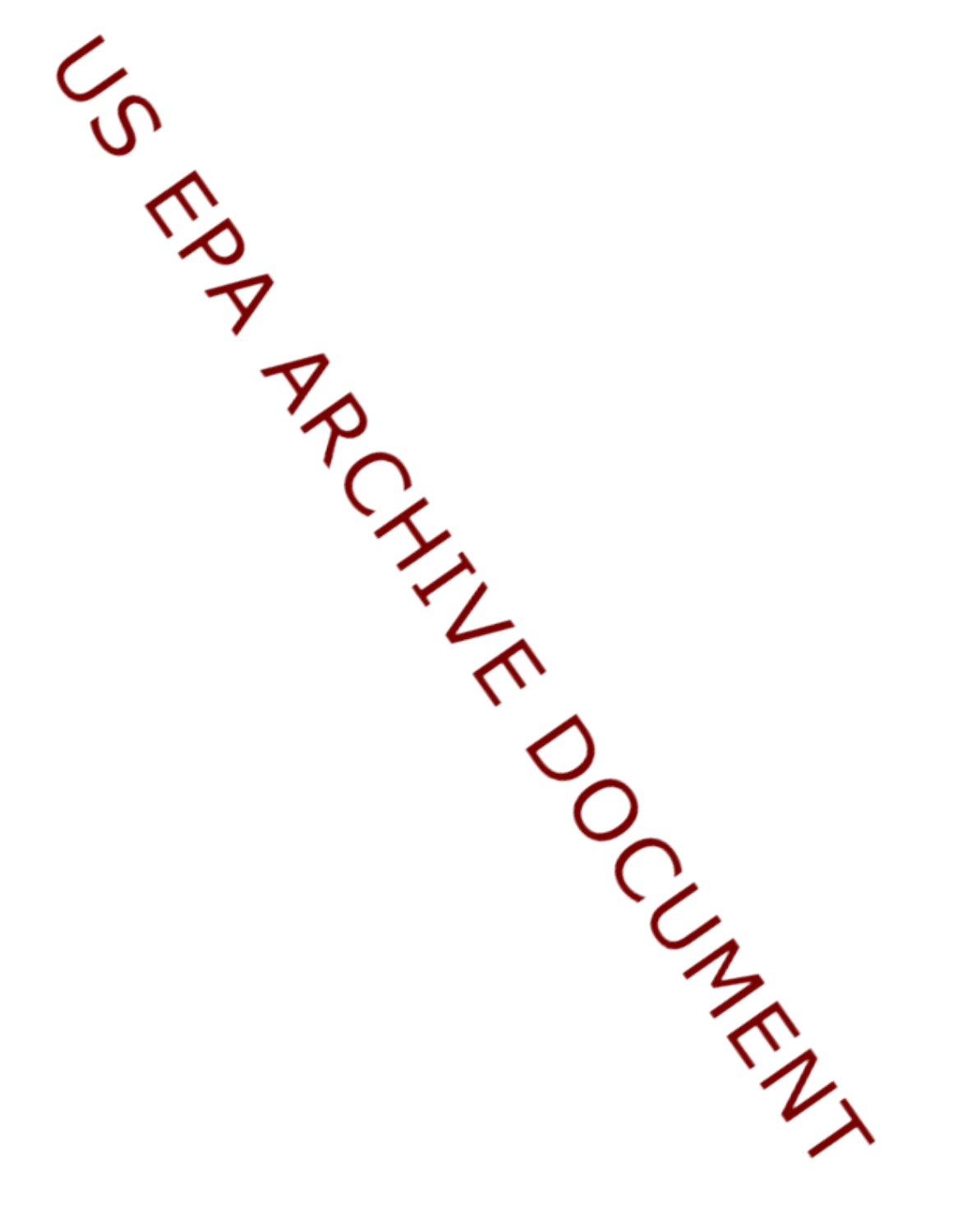US EPA ARCHIVE DOCUMENT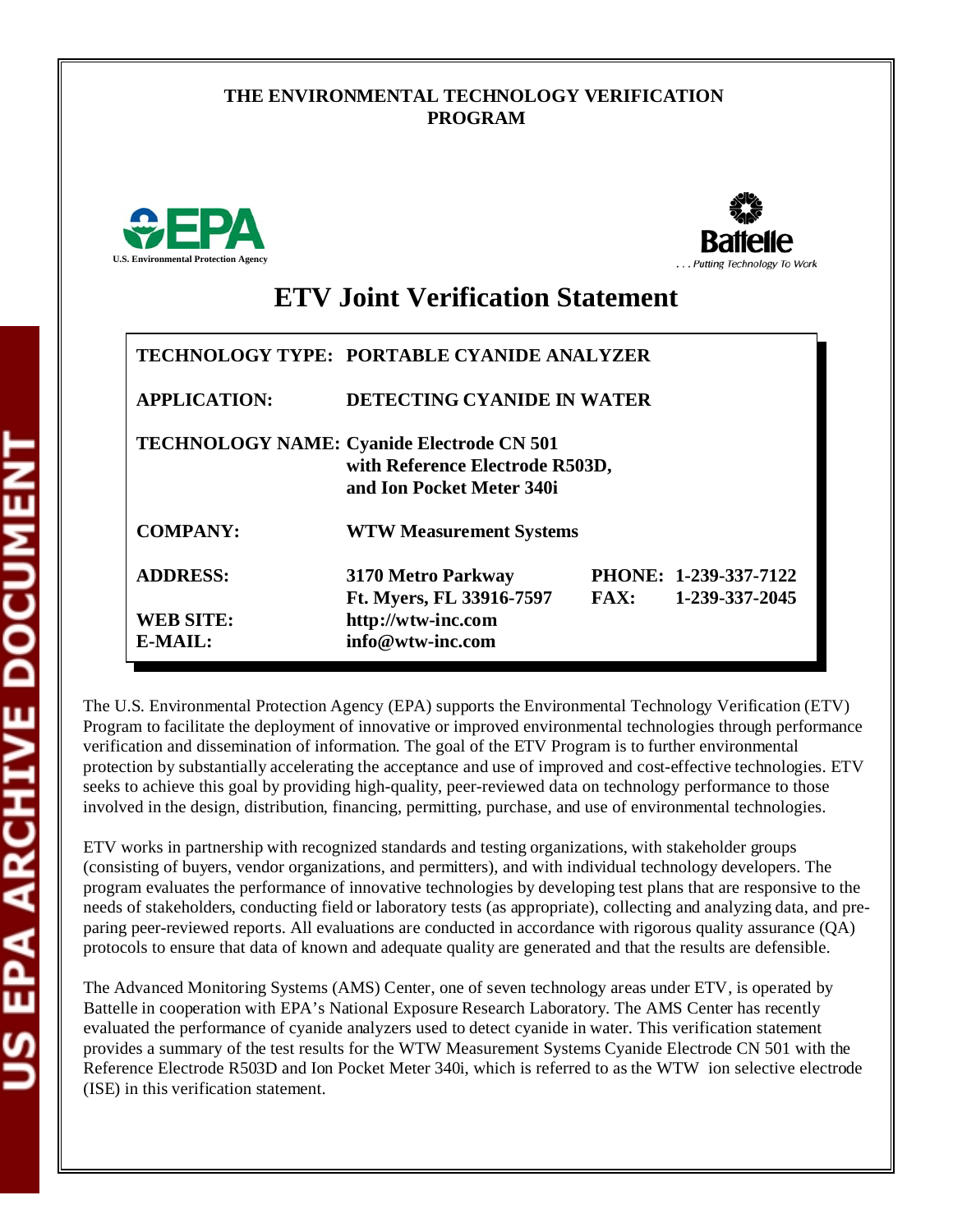THE ENVIRONMENTAL TECHNOLOGY VERIFICATION PROGRAM

U.S. Environmental Protection Agency

Battelle
. . . Putting Technology To Work

# ETV Joint Verification Statement

| | | | |
|---|---|---|---|
| **TECHNOLOGY TYPE:** | **PORTABLE CYANIDE ANALYZER** | | |
| **APPLICATION:** | **DETECTING CYANIDE IN WATER** | | |
| **TECHNOLOGY NAME:** | **Cyanide Electrode CN 501 with Reference Electrode R503D, and Ion Pocket Meter 340i** | | |
| **COMPANY:** | **WTW Measurement Systems** | | |
| **ADDRESS:** | **3170 Metro Parkway Ft. Myers, FL 33916-7597** | **PHONE:** **FAX:** | **1-239-337-7122** **1-239-337-2045** |
| **WEB SITE:** | **http://wtw-inc.com** | | |
| **E-MAIL:** | **info@wtw-inc.com** | | |

The U.S. Environmental Protection Agency (EPA) supports the Environmental Technology Verification (ETV) Program to facilitate the deployment of innovative or improved environmental technologies through performance verification and dissemination of information. The goal of the ETV Program is to further environmental protection by substantially accelerating the acceptance and use of improved and cost-effective technologies. ETV seeks to achieve this goal by providing high-quality, peer-reviewed data on technology performance to those involved in the design, distribution, financing, permitting, purchase, and use of environmental technologies.

ETV works in partnership with recognized standards and testing organizations, with stakeholder groups (consisting of buyers, vendor organizations, and permitters), and with individual technology developers. The program evaluates the performance of innovative technologies by developing test plans that are responsive to the needs of stakeholders, conducting field or laboratory tests (as appropriate), collecting and analyzing data, and preparing peer-reviewed reports. All evaluations are conducted in accordance with rigorous quality assurance (QA) protocols to ensure that data of known and adequate quality are generated and that the results are defensible.

The Advanced Monitoring Systems (AMS) Center, one of seven technology areas under ETV, is operated by Battelle in cooperation with EPA's National Exposure Research Laboratory. The AMS Center has recently evaluated the performance of cyanide analyzers used to detect cyanide in water. This verification statement provides a summary of the test results for the WTW Measurement Systems Cyanide Electrode CN 501 with the Reference Electrode R503D and Ion Pocket Meter 340i, which is referred to as the WTW ion selective electrode (ISE) in this verification statement.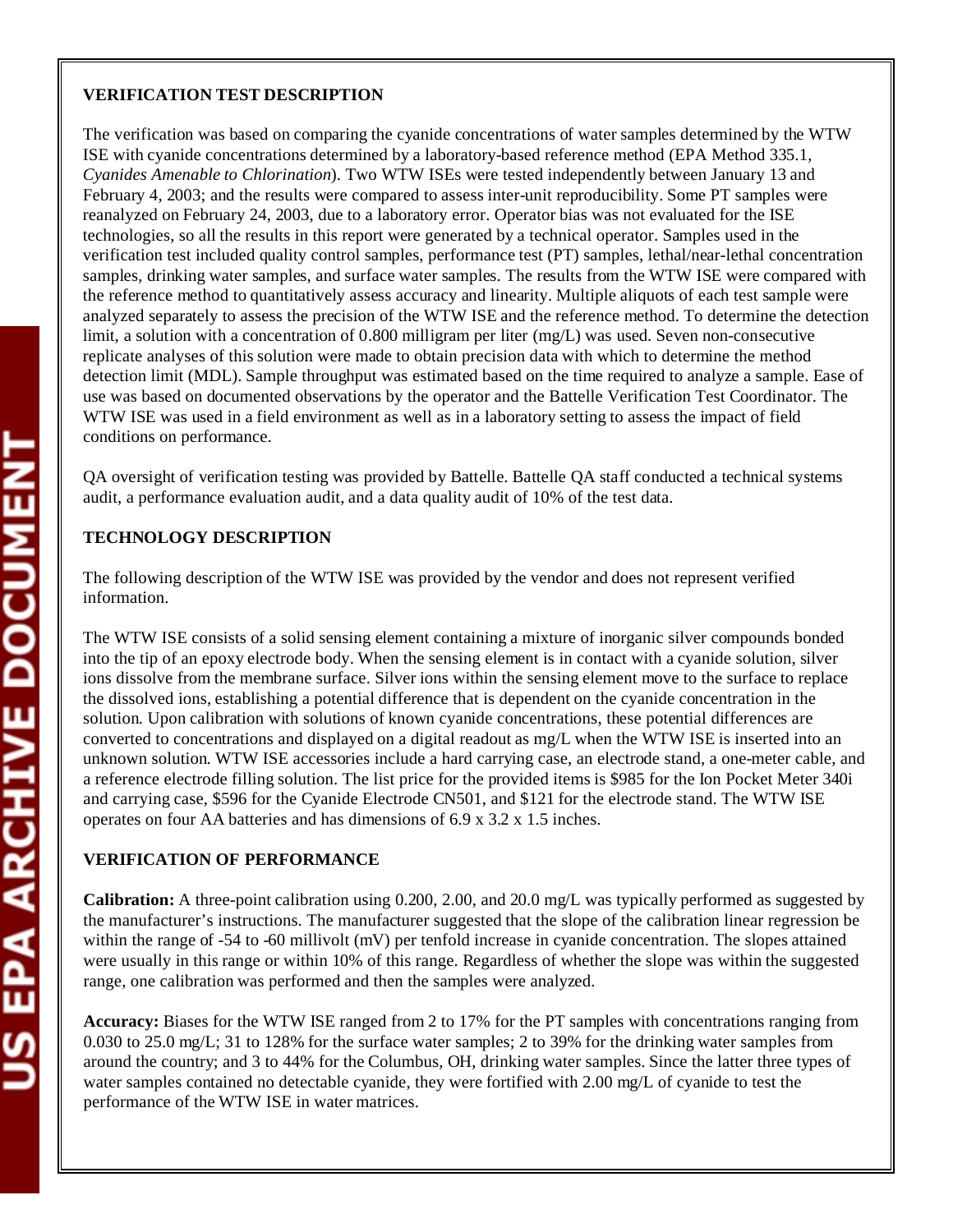**VERIFICATION TEST DESCRIPTION**

The verification was based on comparing the cyanide concentrations of water samples determined by the WTW ISE with cyanide concentrations determined by a laboratory-based reference method (EPA Method 335.1, *Cyanides Amenable to Chlorination*). Two WTW ISEs were tested independently between January 13 and February 4, 2003; and the results were compared to assess inter-unit reproducibility. Some PT samples were reanalyzed on February 24, 2003, due to a laboratory error. Operator bias was not evaluated for the ISE technologies, so all the results in this report were generated by a technical operator. Samples used in the verification test included quality control samples, performance test (PT) samples, lethal/near-lethal concentration samples, drinking water samples, and surface water samples. The results from the WTW ISE were compared with the reference method to quantitatively assess accuracy and linearity. Multiple aliquots of each test sample were analyzed separately to assess the precision of the WTW ISE and the reference method. To determine the detection limit, a solution with a concentration of 0.800 milligram per liter (mg/L) was used. Seven non-consecutive replicate analyses of this solution were made to obtain precision data with which to determine the method detection limit (MDL). Sample throughput was estimated based on the time required to analyze a sample. Ease of use was based on documented observations by the operator and the Battelle Verification Test Coordinator. The WTW ISE was used in a field environment as well as in a laboratory setting to assess the impact of field conditions on performance.

QA oversight of verification testing was provided by Battelle. Battelle QA staff conducted a technical systems audit, a performance evaluation audit, and a data quality audit of 10% of the test data.

**TECHNOLOGY DESCRIPTION**

The following description of the WTW ISE was provided by the vendor and does not represent verified information.

The WTW ISE consists of a solid sensing element containing a mixture of inorganic silver compounds bonded into the tip of an epoxy electrode body. When the sensing element is in contact with a cyanide solution, silver ions dissolve from the membrane surface. Silver ions within the sensing element move to the surface to replace the dissolved ions, establishing a potential difference that is dependent on the cyanide concentration in the solution. Upon calibration with solutions of known cyanide concentrations, these potential differences are converted to concentrations and displayed on a digital readout as mg/L when the WTW ISE is inserted into an unknown solution. WTW ISE accessories include a hard carrying case, an electrode stand, a one-meter cable, and a reference electrode filling solution. The list price for the provided items is \$985 for the Ion Pocket Meter 340i and carrying case, \$596 for the Cyanide Electrode CN501, and \$121 for the electrode stand. The WTW ISE operates on four AA batteries and has dimensions of 6.9 x 3.2 x 1.5 inches.

**VERIFICATION OF PERFORMANCE**

**Calibration:** A three-point calibration using 0.200, 2.00, and 20.0 mg/L was typically performed as suggested by the manufacturer's instructions. The manufacturer suggested that the slope of the calibration linear regression be within the range of -54 to -60 millivolt (mV) per tenfold increase in cyanide concentration. The slopes attained were usually in this range or within 10% of this range. Regardless of whether the slope was within the suggested range, one calibration was performed and then the samples were analyzed.

**Accuracy:** Biases for the WTW ISE ranged from 2 to 17% for the PT samples with concentrations ranging from 0.030 to 25.0 mg/L; 31 to 128% for the surface water samples; 2 to 39% for the drinking water samples from around the country; and 3 to 44% for the Columbus, OH, drinking water samples. Since the latter three types of water samples contained no detectable cyanide, they were fortified with 2.00 mg/L of cyanide to test the performance of the WTW ISE in water matrices.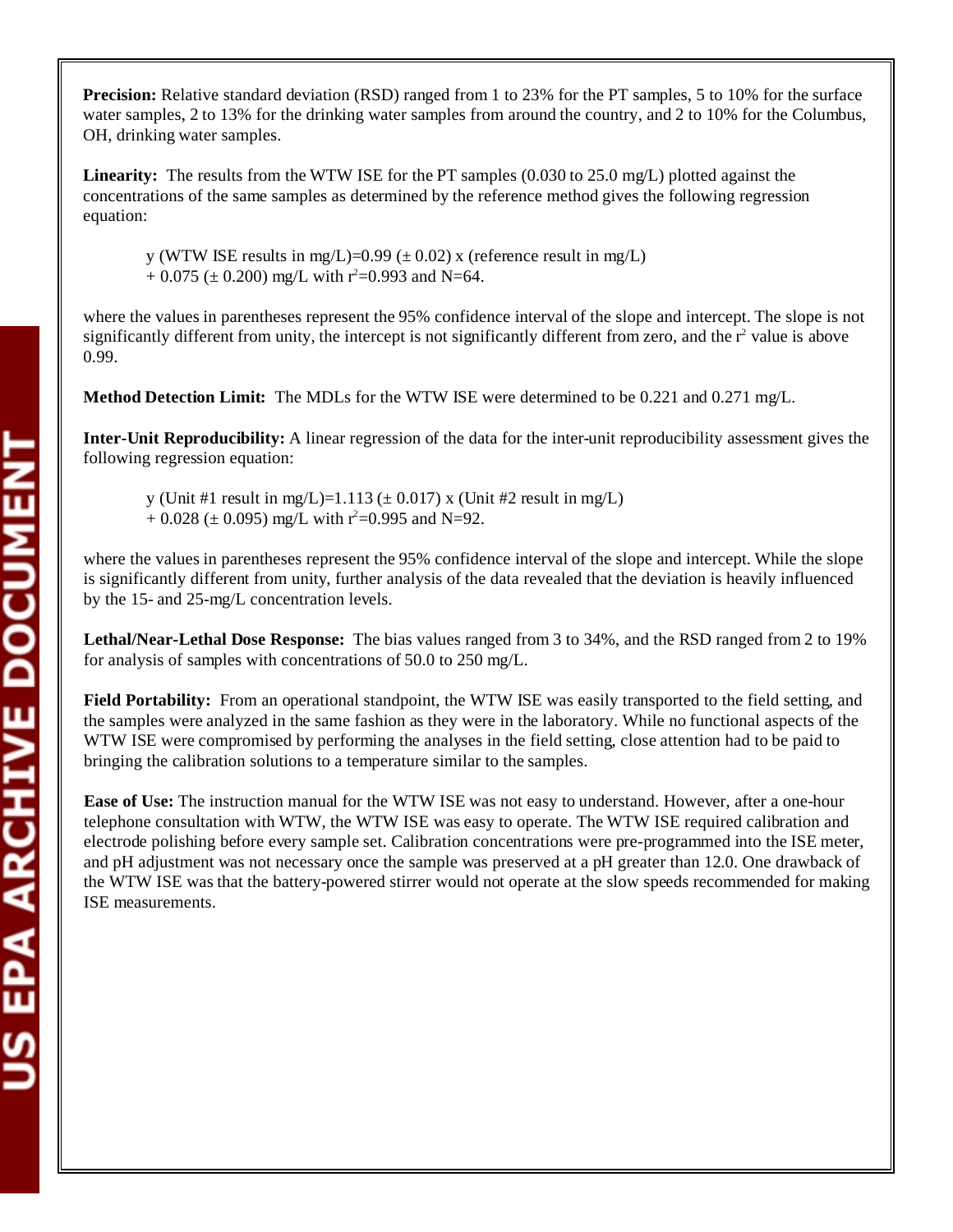**Precision:** Relative standard deviation (RSD) ranged from 1 to 23% for the PT samples, 5 to 10% for the surface water samples, 2 to 13% for the drinking water samples from around the country, and 2 to 10% for the Columbus, OH, drinking water samples.

**Linearity:** The results from the WTW ISE for the PT samples (0.030 to 25.0 mg/L) plotted against the concentrations of the same samples as determined by the reference method gives the following regression equation:

> y (WTW ISE results in mg/L)=0.99 (± 0.02) x (reference result in mg/L) + 0.075 (± 0.200) mg/L with $r^2$=0.993 and N=64.

where the values in parentheses represent the 95% confidence interval of the slope and intercept. The slope is not significantly different from unity, the intercept is not significantly different from zero, and the $r^2$ value is above 0.99.

**Method Detection Limit:** The MDLs for the WTW ISE were determined to be 0.221 and 0.271 mg/L.

**Inter-Unit Reproducibility:** A linear regression of the data for the inter-unit reproducibility assessment gives the following regression equation:

> y (Unit #1 result in mg/L)=1.113 (± 0.017) x (Unit #2 result in mg/L) + 0.028 (± 0.095) mg/L with $r^2$=0.995 and N=92.

where the values in parentheses represent the 95% confidence interval of the slope and intercept. While the slope is significantly different from unity, further analysis of the data revealed that the deviation is heavily influenced by the 15- and 25-mg/L concentration levels.

**Lethal/Near-Lethal Dose Response:** The bias values ranged from 3 to 34%, and the RSD ranged from 2 to 19% for analysis of samples with concentrations of 50.0 to 250 mg/L.

**Field Portability:** From an operational standpoint, the WTW ISE was easily transported to the field setting, and the samples were analyzed in the same fashion as they were in the laboratory. While no functional aspects of the WTW ISE were compromised by performing the analyses in the field setting, close attention had to be paid to bringing the calibration solutions to a temperature similar to the samples.

**Ease of Use:** The instruction manual for the WTW ISE was not easy to understand. However, after a one-hour telephone consultation with WTW, the WTW ISE was easy to operate. The WTW ISE required calibration and electrode polishing before every sample set. Calibration concentrations were pre-programmed into the ISE meter, and pH adjustment was not necessary once the sample was preserved at a pH greater than 12.0. One drawback of the WTW ISE was that the battery-powered stirrer would not operate at the slow speeds recommended for making ISE measurements.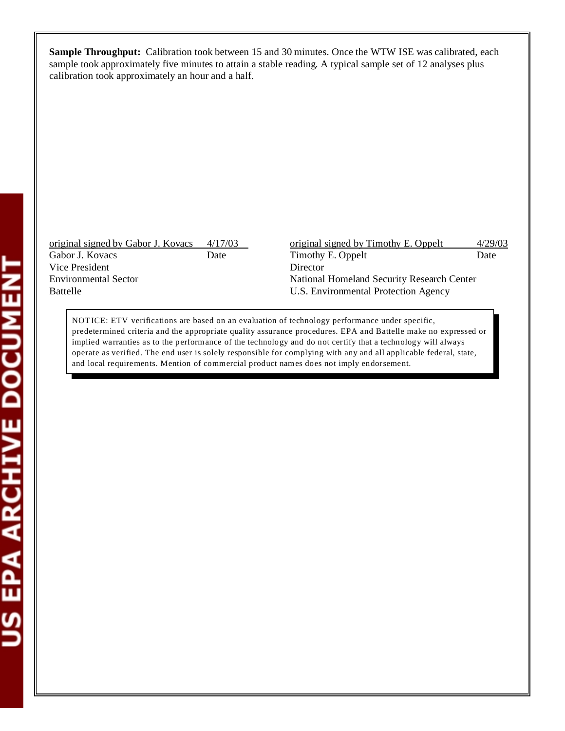**Sample Throughput:** Calibration took between 15 and 30 minutes. Once the WTW ISE was calibrated, each sample took approximately five minutes to attain a stable reading. A typical sample set of 12 analyses plus calibration took approximately an hour and a half.

| | | | |
|---|---|---|---|
| original signed by Gabor J. Kovacs | 4/17/03 | original signed by Timothy E. Oppelt | 4/29/03 |
| Gabor J. Kovacs | Date | Timothy E. Oppelt | Date |
| Vice President | | Director | |
| Environmental Sector | | National Homeland Security Research Center | |
| Battelle | | U.S. Environmental Protection Agency | |

NOTICE: ETV verifications are based on an evaluation of technology performance under specific, predetermined criteria and the appropriate quality assurance procedures. EPA and Battelle make no expressed or implied warranties as to the performance of the technology and do not certify that a technology will always operate as verified. The end user is solely responsible for complying with any and all applicable federal, state, and local requirements. Mention of commercial product names does not imply endorsement.